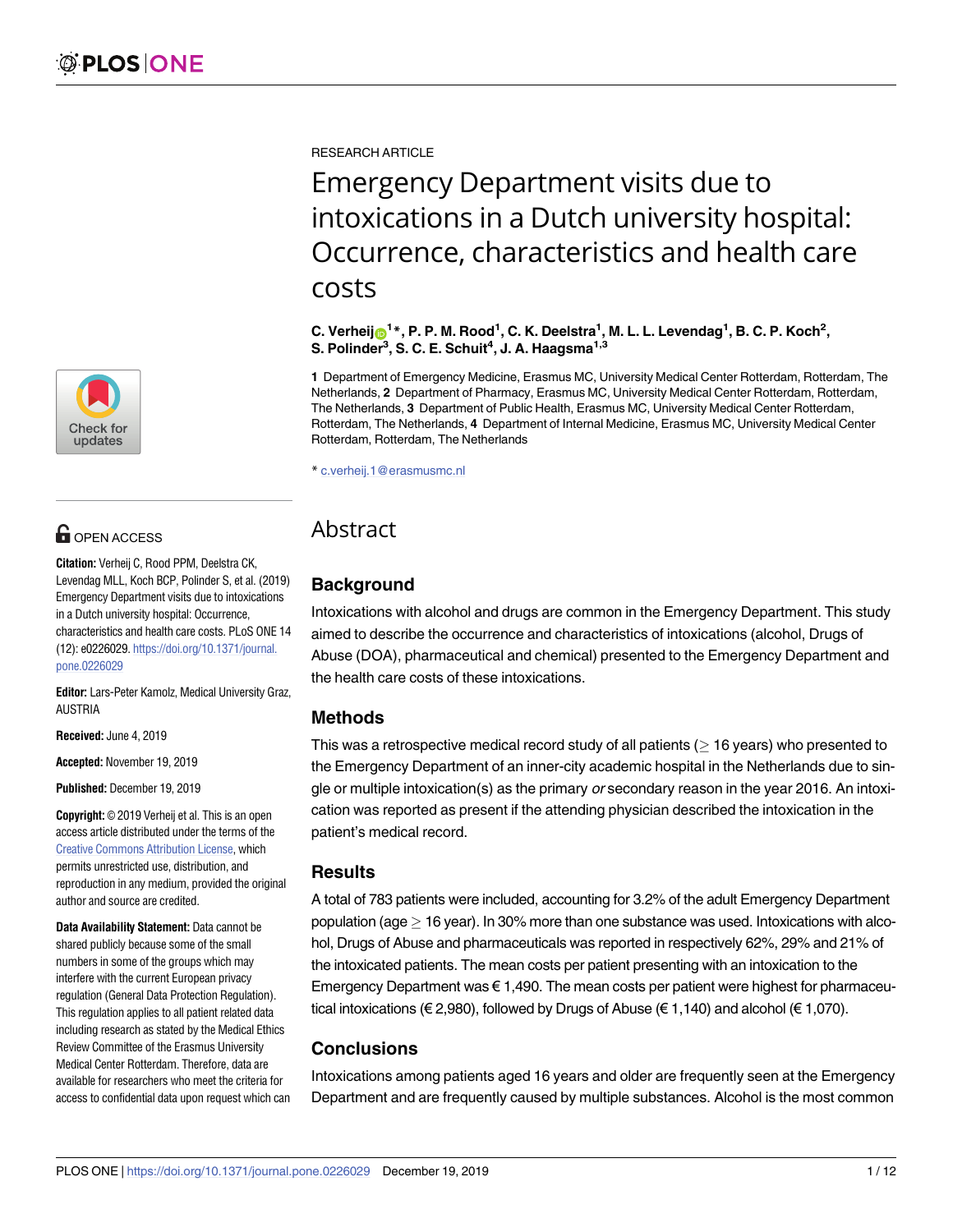RESEARCH ARTICLE

# Emergency Department visits due to intoxications in a Dutch university hospital: Occurrence, characteristics and health care costs

**C. Verheij[1]*, P. P. M. Rood[1], C. K. Deelstra[1], M. L. L. Levendag[1], B. C. P. Koch[2], S. Polinder[3], S. C. E. Schuit[4], J. A. Haagsma[1,3]**

**1** Department of Emergency Medicine, Erasmus MC, University Medical Center Rotterdam, Rotterdam, The Netherlands, **2** Department of Pharmacy, Erasmus MC, University Medical Center Rotterdam, Rotterdam, The Netherlands, **3** Department of Public Health, Erasmus MC, University Medical Center Rotterdam, Rotterdam, The Netherlands, **4** Department of Internal Medicine, Erasmus MC, University Medical Center Rotterdam, Rotterdam, The Netherlands

* c.verheij.1@erasmusmc.nl

## Abstract

### Background

Intoxications with alcohol and drugs are common in the Emergency Department. This study aimed to describe the occurrence and characteristics of intoxications (alcohol, Drugs of Abuse (DOA), pharmaceutical and chemical) presented to the Emergency Department and the health care costs of these intoxications.

### Methods

This was a retrospective medical record study of all patients ($\geq$ 16 years) who presented to the Emergency Department of an inner-city academic hospital in the Netherlands due to single or multiple intoxication(s) as the primary *or* secondary reason in the year 2016. An intoxication was reported as present if the attending physician described the intoxication in the patient's medical record.

### Results

A total of 783 patients were included, accounting for 3.2% of the adult Emergency Department population (age $\geq$ 16 year). In 30% more than one substance was used. Intoxications with alcohol, Drugs of Abuse and pharmaceuticals was reported in respectively 62%, 29% and 21% of the intoxicated patients. The mean costs per patient presenting with an intoxication to the Emergency Department was € 1,490. The mean costs per patient were highest for pharmaceutical intoxications (€ 2,980), followed by Drugs of Abuse (€ 1,140) and alcohol (€ 1,070).

### Conclusions

Intoxications among patients aged 16 years and older are frequently seen at the Emergency Department and are frequently caused by multiple substances. Alcohol is the most common

OPEN ACCESS

**Citation:** Verheij C, Rood PPM, Deelstra CK, Levendag MLL, Koch BCP, Polinder S, et al. (2019) Emergency Department visits due to intoxications in a Dutch university hospital: Occurrence, characteristics and health care costs. PLoS ONE 14 (12): e0226029. https://doi.org/10.1371/journal.pone.0226029

**Editor:** Lars-Peter Kamolz, Medical University Graz, AUSTRIA

**Received:** June 4, 2019

**Accepted:** November 19, 2019

**Published:** December 19, 2019

**Copyright:** © 2019 Verheij et al. This is an open access article distributed under the terms of the Creative Commons Attribution License, which permits unrestricted use, distribution, and reproduction in any medium, provided the original author and source are credited.

**Data Availability Statement:** Data cannot be shared publicly because some of the small numbers in some of the groups which may interfere with the current European privacy regulation (General Data Protection Regulation). This regulation applies to all patient related data including research as stated by the Medical Ethics Review Committee of the Erasmus University Medical Center Rotterdam. Therefore, data are available for researchers who meet the criteria for access to confidential data upon request which can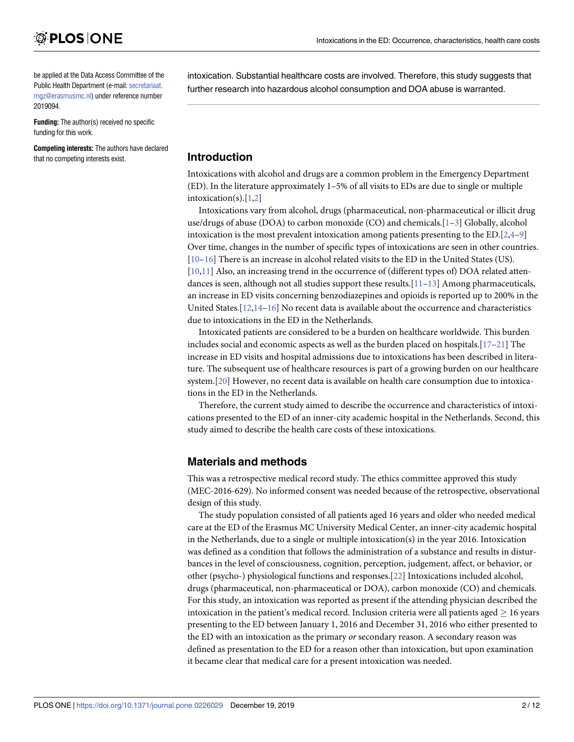be applied at the Data Access Committee of the Public Health Department (e-mail: secretariaat.mgz@erasmusmc.nl) under reference number 2019094.

**Funding:** The author(s) received no specific funding for this work.

**Competing interests:** The authors have declared that no competing interests exist.

intoxication. Substantial healthcare costs are involved. Therefore, this study suggests that further research into hazardous alcohol consumption and DOA abuse is warranted.

## Introduction

Intoxications with alcohol and drugs are a common problem in the Emergency Department (ED). In the literature approximately 1–5% of all visits to EDs are due to single or multiple intoxication(s).[1,2]

Intoxications vary from alcohol, drugs (pharmaceutical, non-pharmaceutical or illicit drug use/drugs of abuse (DOA) to carbon monoxide (CO) and chemicals.[1–3] Globally, alcohol intoxication is the most prevalent intoxication among patients presenting to the ED.[2,4–9] Over time, changes in the number of specific types of intoxications are seen in other countries.[10–16] There is an increase in alcohol related visits to the ED in the United States (US).[10,11] Also, an increasing trend in the occurrence of (different types of) DOA related attendances is seen, although not all studies support these results.[11–13] Among pharmaceuticals, an increase in ED visits concerning benzodiazepines and opioids is reported up to 200% in the United States.[12,14–16] No recent data is available about the occurrence and characteristics due to intoxications in the ED in the Netherlands.

Intoxicated patients are considered to be a burden on healthcare worldwide. This burden includes social and economic aspects as well as the burden placed on hospitals.[17–21] The increase in ED visits and hospital admissions due to intoxications has been described in literature. The subsequent use of healthcare resources is part of a growing burden on our healthcare system.[20] However, no recent data is available on health care consumption due to intoxications in the ED in the Netherlands.

Therefore, the current study aimed to describe the occurrence and characteristics of intoxications presented to the ED of an inner-city academic hospital in the Netherlands. Second, this study aimed to describe the health care costs of these intoxications.

## Materials and methods

This was a retrospective medical record study. The ethics committee approved this study (MEC-2016-629). No informed consent was needed because of the retrospective, observational design of this study.

The study population consisted of all patients aged 16 years and older who needed medical care at the ED of the Erasmus MC University Medical Center, an inner-city academic hospital in the Netherlands, due to a single or multiple intoxication(s) in the year 2016. Intoxication was defined as a condition that follows the administration of a substance and results in disturbances in the level of consciousness, cognition, perception, judgement, affect, or behavior, or other (psycho-) physiological functions and responses.[22] Intoxications included alcohol, drugs (pharmaceutical, non-pharmaceutical or DOA), carbon monoxide (CO) and chemicals. For this study, an intoxication was reported as present if the attending physician described the intoxication in the patient's medical record. Inclusion criteria were all patients aged $\geq$ 16 years presenting to the ED between January 1, 2016 and December 31, 2016 who either presented to the ED with an intoxication as the primary *or* secondary reason. A secondary reason was defined as presentation to the ED for a reason other than intoxication, but upon examination it became clear that medical care for a present intoxication was needed.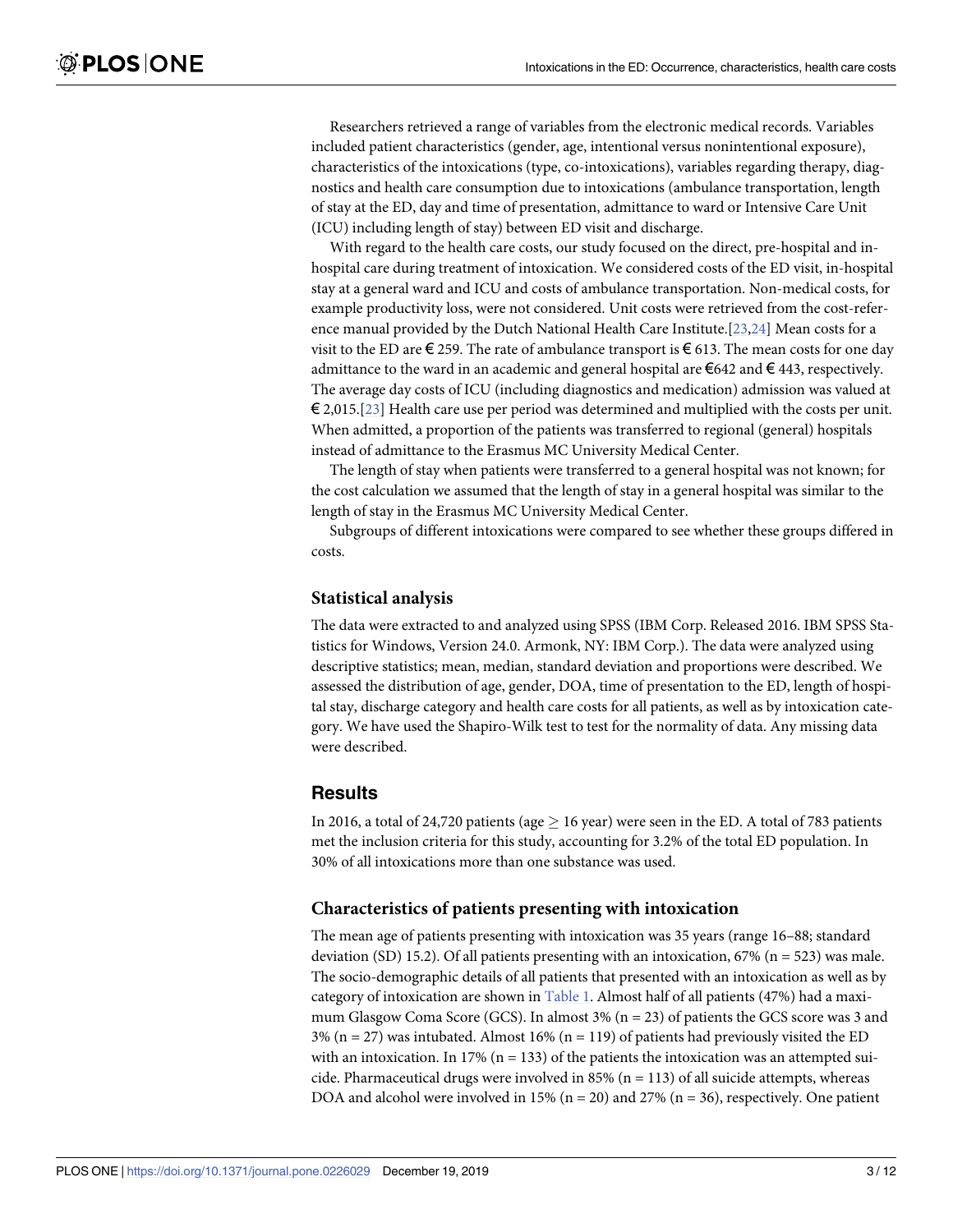Researchers retrieved a range of variables from the electronic medical records. Variables included patient characteristics (gender, age, intentional versus nonintentional exposure), characteristics of the intoxications (type, co-intoxications), variables regarding therapy, diagnostics and health care consumption due to intoxications (ambulance transportation, length of stay at the ED, day and time of presentation, admittance to ward or Intensive Care Unit (ICU) including length of stay) between ED visit and discharge.

With regard to the health care costs, our study focused on the direct, pre-hospital and in-hospital care during treatment of intoxication. We considered costs of the ED visit, in-hospital stay at a general ward and ICU and costs of ambulance transportation. Non-medical costs, for example productivity loss, were not considered. Unit costs were retrieved from the cost-reference manual provided by the Dutch National Health Care Institute.[23,24] Mean costs for a visit to the ED are € 259. The rate of ambulance transport is € 613. The mean costs for one day admittance to the ward in an academic and general hospital are €642 and € 443, respectively. The average day costs of ICU (including diagnostics and medication) admission was valued at € 2,015.[23] Health care use per period was determined and multiplied with the costs per unit. When admitted, a proportion of the patients was transferred to regional (general) hospitals instead of admittance to the Erasmus MC University Medical Center.

The length of stay when patients were transferred to a general hospital was not known; for the cost calculation we assumed that the length of stay in a general hospital was similar to the length of stay in the Erasmus MC University Medical Center.

Subgroups of different intoxications were compared to see whether these groups differed in costs.

### Statistical analysis

The data were extracted to and analyzed using SPSS (IBM Corp. Released 2016. IBM SPSS Statistics for Windows, Version 24.0. Armonk, NY: IBM Corp.). The data were analyzed using descriptive statistics; mean, median, standard deviation and proportions were described. We assessed the distribution of age, gender, DOA, time of presentation to the ED, length of hospital stay, discharge category and health care costs for all patients, as well as by intoxication category. We have used the Shapiro-Wilk test to test for the normality of data. Any missing data were described.

## Results

In 2016, a total of 24,720 patients (age $\geq$ 16 year) were seen in the ED. A total of 783 patients met the inclusion criteria for this study, accounting for 3.2% of the total ED population. In 30% of all intoxications more than one substance was used.

### Characteristics of patients presenting with intoxication

The mean age of patients presenting with intoxication was 35 years (range 16–88; standard deviation (SD) 15.2). Of all patients presenting with an intoxication, 67% (n = 523) was male. The socio-demographic details of all patients that presented with an intoxication as well as by category of intoxication are shown in Table 1. Almost half of all patients (47%) had a maximum Glasgow Coma Score (GCS). In almost 3% (n = 23) of patients the GCS score was 3 and 3% (n = 27) was intubated. Almost 16% (n = 119) of patients had previously visited the ED with an intoxication. In 17% (n = 133) of the patients the intoxication was an attempted suicide. Pharmaceutical drugs were involved in 85% (n = 113) of all suicide attempts, whereas DOA and alcohol were involved in 15% (n = 20) and 27% (n = 36), respectively. One patient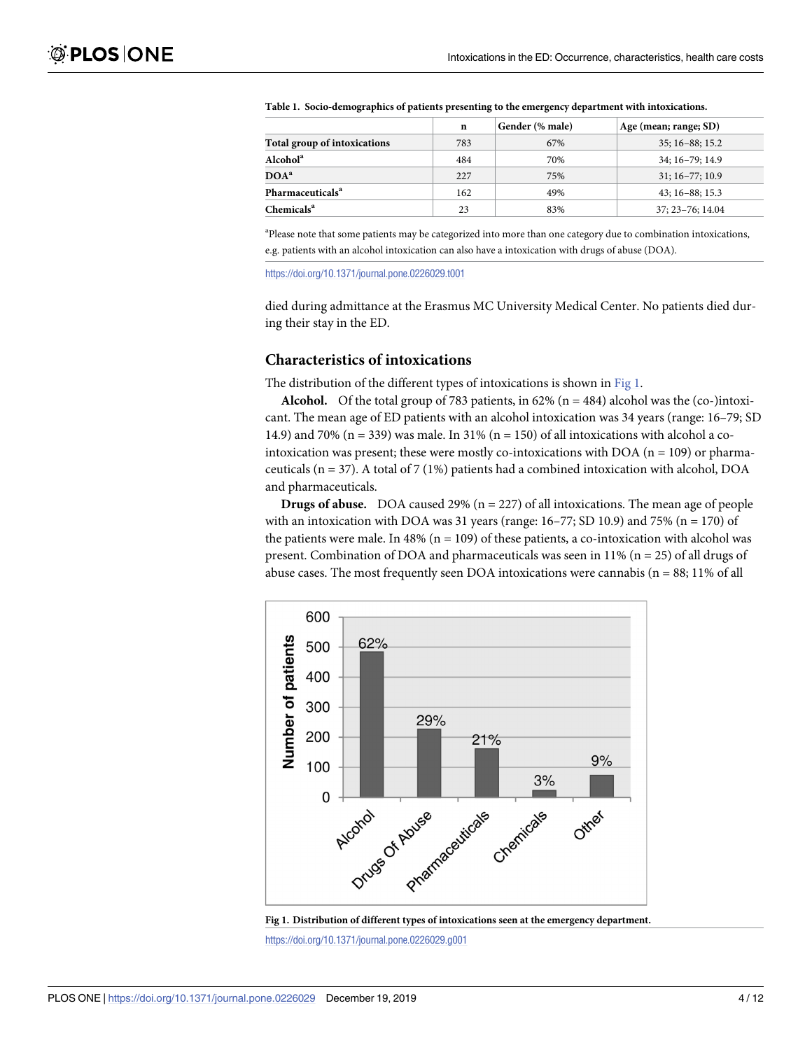**Table 1. Socio-demographics of patients presenting to the emergency department with intoxications.**

| | n | Gender (% male) | Age (mean; range; SD) |
|---|---|---|---|
| **Total group of intoxications** | 783 | 67% | 35; 16–88; 15.2 |
| **Alcohol**[a] | 484 | 70% | 34; 16–79; 14.9 |
| **DOA**[a] | 227 | 75% | 31; 16–77; 10.9 |
| **Pharmaceuticals**[a] | 162 | 49% | 43; 16–88; 15.3 |
| **Chemicals**[a] | 23 | 83% | 37; 23–76; 14.04 |

[a]Please note that some patients may be categorized into more than one category due to combination intoxications, e.g. patients with an alcohol intoxication can also have a intoxication with drugs of abuse (DOA).

https://doi.org/10.1371/journal.pone.0226029.t001

died during admittance at the Erasmus MC University Medical Center. No patients died during their stay in the ED.

### Characteristics of intoxications

The distribution of the different types of intoxications is shown in Fig 1.

**Alcohol.** Of the total group of 783 patients, in 62% (n = 484) alcohol was the (co-)intoxicant. The mean age of ED patients with an alcohol intoxication was 34 years (range: 16–79; SD 14.9) and 70% (n = 339) was male. In 31% (n = 150) of all intoxications with alcohol a co-intoxication was present; these were mostly co-intoxications with DOA (n = 109) or pharmaceuticals (n = 37). A total of 7 (1%) patients had a combined intoxication with alcohol, DOA and pharmaceuticals.

**Drugs of abuse.** DOA caused 29% (n = 227) of all intoxications. The mean age of people with an intoxication with DOA was 31 years (range: 16–77; SD 10.9) and 75% (n = 170) of the patients were male. In 48% (n = 109) of these patients, a co-intoxication with alcohol was present. Combination of DOA and pharmaceuticals was seen in 11% (n = 25) of all drugs of abuse cases. The most frequently seen DOA intoxications were cannabis (n = 88; 11% of all

**Fig 1. Distribution of different types of intoxications seen at the emergency department.**

https://doi.org/10.1371/journal.pone.0226029.g001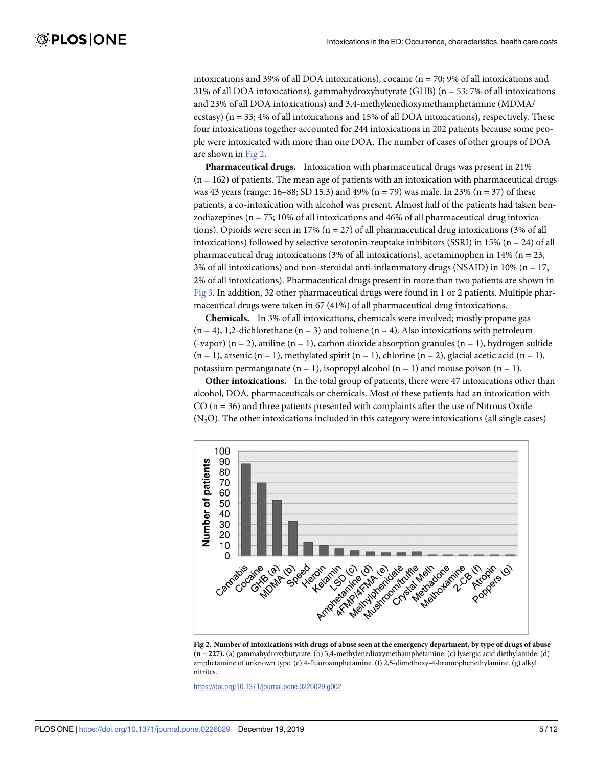intoxications and 39% of all DOA intoxications), cocaine (n = 70; 9% of all intoxications and 31% of all DOA intoxications), gammahydroxybutyrate (GHB) (n = 53; 7% of all intoxications and 23% of all DOA intoxications) and 3,4-methylenedioxymethamphetamine (MDMA/ ecstasy) (n = 33; 4% of all intoxications and 15% of all DOA intoxications), respectively. These four intoxications together accounted for 244 intoxications in 202 patients because some people were intoxicated with more than one DOA. The number of cases of other groups of DOA are shown in Fig 2.

**Pharmaceutical drugs.** Intoxication with pharmaceutical drugs was present in 21% (n = 162) of patients. The mean age of patients with an intoxication with pharmaceutical drugs was 43 years (range: 16–88; SD 15.3) and 49% (n = 79) was male. In 23% (n = 37) of these patients, a co-intoxication with alcohol was present. Almost half of the patients had taken benzodiazepines (n = 75; 10% of all intoxications and 46% of all pharmaceutical drug intoxications). Opioids were seen in 17% (n = 27) of all pharmaceutical drug intoxications (3% of all intoxications) followed by selective serotonin-reuptake inhibitors (SSRI) in 15% (n = 24) of all pharmaceutical drug intoxications (3% of all intoxications), acetaminophen in 14% (n = 23, 3% of all intoxications) and non-steroidal anti-inflammatory drugs (NSAID) in 10% (n = 17, 2% of all intoxications). Pharmaceutical drugs present in more than two patients are shown in Fig 3. In addition, 32 other pharmaceutical drugs were found in 1 or 2 patients. Multiple pharmaceutical drugs were taken in 67 (41%) of all pharmaceutical drug intoxications.

**Chemicals.** In 3% of all intoxications, chemicals were involved; mostly propane gas (n = 4), 1,2-dichlorethane (n = 3) and toluene (n = 4). Also intoxications with petroleum (-vapor) (n = 2), aniline (n = 1), carbon dioxide absorption granules (n = 1), hydrogen sulfide (n = 1), arsenic (n = 1), methylated spirit (n = 1), chlorine (n = 2), glacial acetic acid (n = 1), potassium permanganate (n = 1), isopropyl alcohol (n = 1) and mouse poison (n = 1).

**Other intoxications.** In the total group of patients, there were 47 intoxications other than alcohol, DOA, pharmaceuticals or chemicals. Most of these patients had an intoxication with CO (n = 36) and three patients presented with complaints after the use of Nitrous Oxide ($N_2O$). The other intoxications included in this category were intoxications (all single cases)

**Fig 2. Number of intoxications with drugs of abuse seen at the emergency department, by type of drugs of abuse (n = 227).** (a) gammahydroxybutyrate. (b) 3,4-methylenedioxymethamphetamine. (c) lysergic acid diethylamide. (d) amphetamine of unknown type. (e) 4-fluoroamphetamine. (f) 2,5-dimethoxy-4-bromophenethylamine. (g) alkyl nitrites.

https://doi.org/10.1371/journal.pone.0226029.g002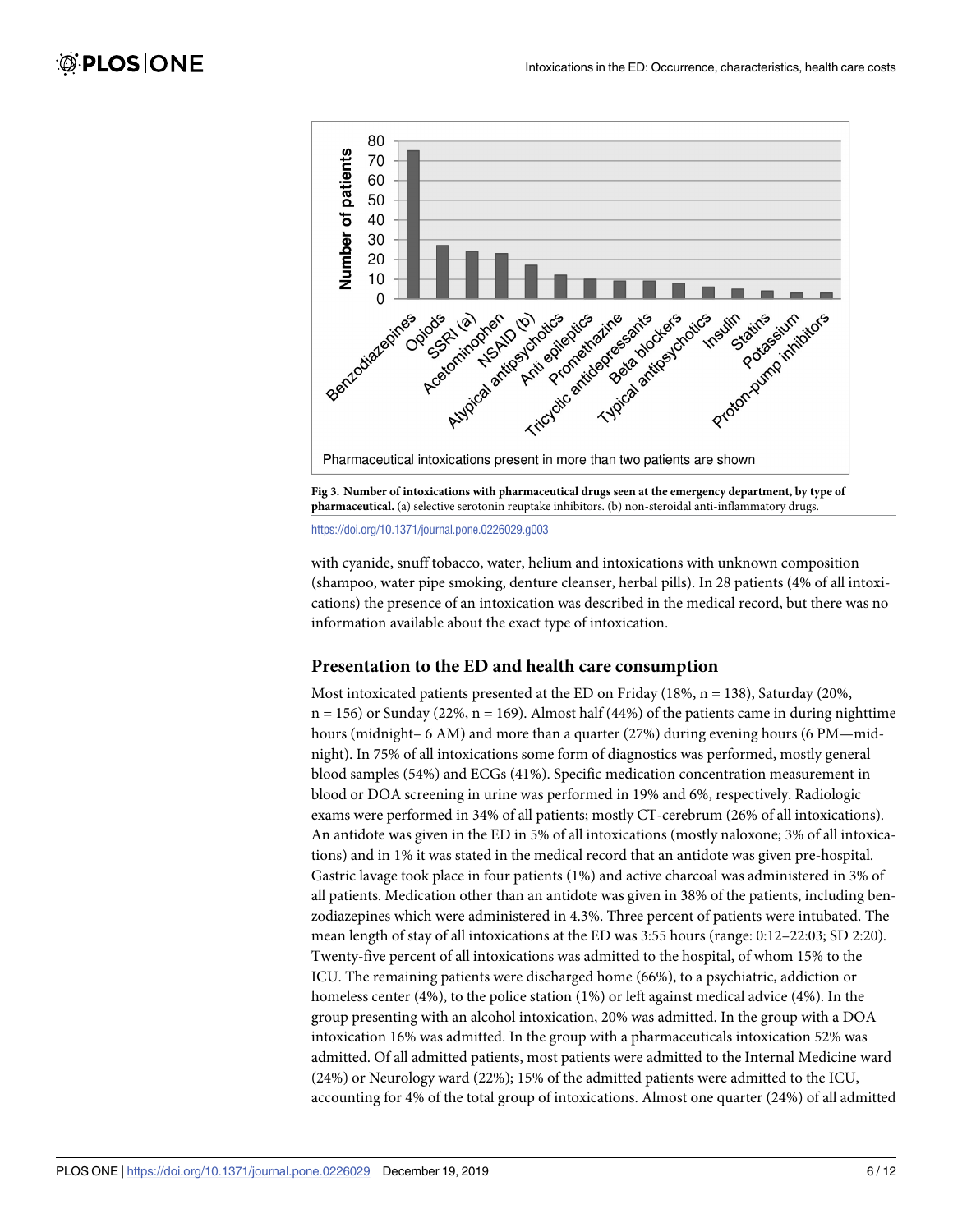Fig 3. Number of intoxications with pharmaceutical drugs seen at the emergency department, by type of pharmaceutical. (a) selective serotonin reuptake inhibitors. (b) non-steroidal anti-inflammatory drugs.

https://doi.org/10.1371/journal.pone.0226029.g003

with cyanide, snuff tobacco, water, helium and intoxications with unknown composition (shampoo, water pipe smoking, denture cleanser, herbal pills). In 28 patients (4% of all intoxications) the presence of an intoxication was described in the medical record, but there was no information available about the exact type of intoxication.

## Presentation to the ED and health care consumption

Most intoxicated patients presented at the ED on Friday (18%, n = 138), Saturday (20%, n = 156) or Sunday (22%, n = 169). Almost half (44%) of the patients came in during nighttime hours (midnight– 6 AM) and more than a quarter (27%) during evening hours (6 PM—midnight). In 75% of all intoxications some form of diagnostics was performed, mostly general blood samples (54%) and ECGs (41%). Specific medication concentration measurement in blood or DOA screening in urine was performed in 19% and 6%, respectively. Radiologic exams were performed in 34% of all patients; mostly CT-cerebrum (26% of all intoxications). An antidote was given in the ED in 5% of all intoxications (mostly naloxone; 3% of all intoxications) and in 1% it was stated in the medical record that an antidote was given pre-hospital. Gastric lavage took place in four patients (1%) and active charcoal was administered in 3% of all patients. Medication other than an antidote was given in 38% of the patients, including benzodiazepines which were administered in 4.3%. Three percent of patients were intubated. The mean length of stay of all intoxications at the ED was 3:55 hours (range: 0:12–22:03; SD 2:20). Twenty-five percent of all intoxications was admitted to the hospital, of whom 15% to the ICU. The remaining patients were discharged home (66%), to a psychiatric, addiction or homeless center (4%), to the police station (1%) or left against medical advice (4%). In the group presenting with an alcohol intoxication, 20% was admitted. In the group with a DOA intoxication 16% was admitted. In the group with a pharmaceuticals intoxication 52% was admitted. Of all admitted patients, most patients were admitted to the Internal Medicine ward (24%) or Neurology ward (22%); 15% of the admitted patients were admitted to the ICU, accounting for 4% of the total group of intoxications. Almost one quarter (24%) of all admitted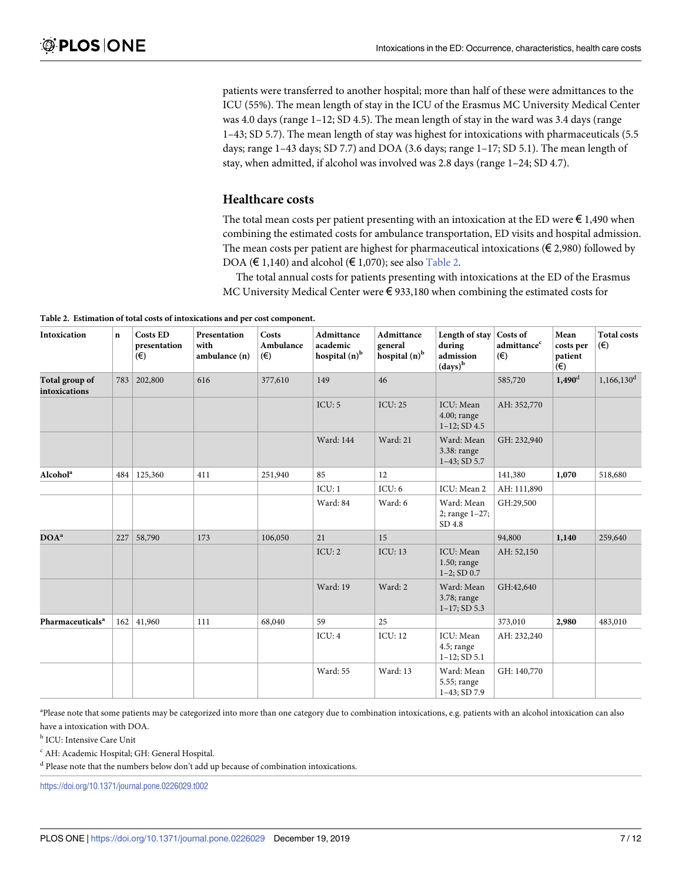patients were transferred to another hospital; more than half of these were admittances to the ICU (55%). The mean length of stay in the ICU of the Erasmus MC University Medical Center was 4.0 days (range 1–12; SD 4.5). The mean length of stay in the ward was 3.4 days (range 1–43; SD 5.7). The mean length of stay was highest for intoxications with pharmaceuticals (5.5 days; range 1–43 days; SD 7.7) and DOA (3.6 days; range 1–17; SD 5.1). The mean length of stay, when admitted, if alcohol was involved was 2.8 days (range 1–24; SD 4.7).

## Healthcare costs

The total mean costs per patient presenting with an intoxication at the ED were € 1,490 when combining the estimated costs for ambulance transportation, ED visits and hospital admission. The mean costs per patient are highest for pharmaceutical intoxications (€ 2,980) followed by DOA (€ 1,140) and alcohol (€ 1,070); see also Table 2.

The total annual costs for patients presenting with intoxications at the ED of the Erasmus MC University Medical Center were € 933,180 when combining the estimated costs for

**Table 2. Estimation of total costs of intoxications and per cost component.**

| Intoxication | n | Costs ED presentation (€) | Presentation with ambulance (n) | Costs Ambulance (€) | Admittance academic hospital (n)[b] | Admittance general hospital (n)[b] | Length of stay during admission (days)[b] | Costs of admittance[c] (€) | Mean costs per patient (€) | Total costs (€) |
|---|---|---|---|---|---|---|---|---|---|---|
| **Total group of intoxications** | 783 | 202,800 | 616 | 377,610 | 149 | 46 | | 585,720 | **1,490**[d] | 1,166,130[d] |
| | | | | | ICU: 5 | ICU: 25 | ICU: Mean 4.00; range 1–12; SD 4.5 | AH: 352,770 | | |
| | | | | | Ward: 144 | Ward: 21 | Ward: Mean 3.38: range 1–43; SD 5.7 | GH: 232,940 | | |
| **Alcohol**[a] | 484 | 125,360 | 411 | 251,940 | 85 | 12 | | 141,380 | **1,070** | 518,680 |
| | | | | | ICU: 1 | ICU: 6 | ICU: Mean 2 | AH: 111,890 | | |
| | | | | | Ward: 84 | Ward: 6 | Ward: Mean 2; range 1–27; SD 4.8 | GH:29,500 | | |
| **DOA**[a] | 227 | 58,790 | 173 | 106,050 | 21 | 15 | | 94,800 | **1,140** | 259,640 |
| | | | | | ICU: 2 | ICU: 13 | ICU: Mean 1.50; range 1–2; SD 0.7 | AH: 52,150 | | |
| | | | | | Ward: 19 | Ward: 2 | Ward: Mean 3.78; range 1–17; SD 5.3 | GH:42,640 | | |
| **Pharmaceuticals**[a] | 162 | 41,960 | 111 | 68,040 | 59 | 25 | | 373,010 | **2,980** | 483,010 |
| | | | | | ICU: 4 | ICU: 12 | ICU: Mean 4.5; range 1–12; SD 5.1 | AH: 232,240 | | |
| | | | | | Ward: 55 | Ward: 13 | Ward: Mean 5.55; range 1–43; SD 7.9 | GH: 140,770 | | |

[a]Please note that some patients may be categorized into more than one category due to combination intoxications, e.g. patients with an alcohol intoxication can also have a intoxication with DOA.

[b] ICU: Intensive Care Unit

[c] AH: Academic Hospital; GH: General Hospital.

[d] Please note that the numbers below don't add up because of combination intoxications.

https://doi.org/10.1371/journal.pone.0226029.t002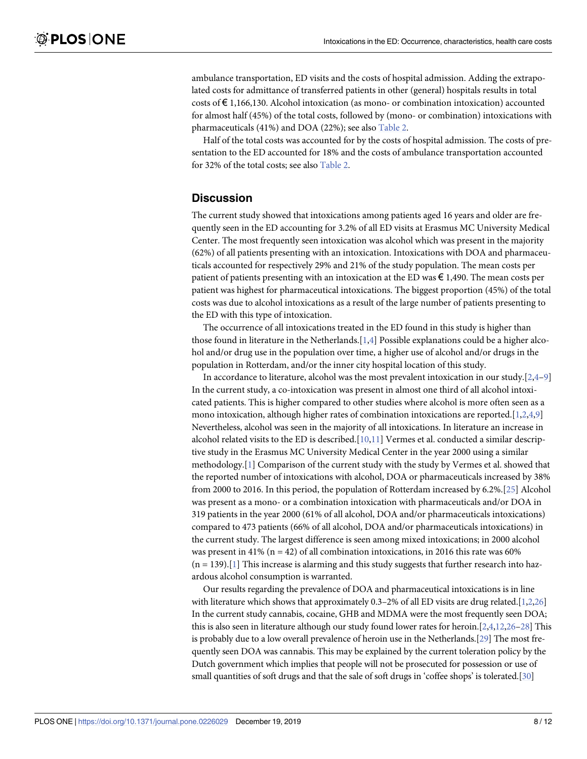ambulance transportation, ED visits and the costs of hospital admission. Adding the extrapolated costs for admittance of transferred patients in other (general) hospitals results in total costs of € 1,166,130. Alcohol intoxication (as mono- or combination intoxication) accounted for almost half (45%) of the total costs, followed by (mono- or combination) intoxications with pharmaceuticals (41%) and DOA (22%); see also Table 2.

Half of the total costs was accounted for by the costs of hospital admission. The costs of presentation to the ED accounted for 18% and the costs of ambulance transportation accounted for 32% of the total costs; see also Table 2.

## Discussion

The current study showed that intoxications among patients aged 16 years and older are frequently seen in the ED accounting for 3.2% of all ED visits at Erasmus MC University Medical Center. The most frequently seen intoxication was alcohol which was present in the majority (62%) of all patients presenting with an intoxication. Intoxications with DOA and pharmaceuticals accounted for respectively 29% and 21% of the study population. The mean costs per patient of patients presenting with an intoxication at the ED was € 1,490. The mean costs per patient was highest for pharmaceutical intoxications. The biggest proportion (45%) of the total costs was due to alcohol intoxications as a result of the large number of patients presenting to the ED with this type of intoxication.

The occurrence of all intoxications treated in the ED found in this study is higher than those found in literature in the Netherlands.[1,4] Possible explanations could be a higher alcohol and/or drug use in the population over time, a higher use of alcohol and/or drugs in the population in Rotterdam, and/or the inner city hospital location of this study.

In accordance to literature, alcohol was the most prevalent intoxication in our study.[2,4–9] In the current study, a co-intoxication was present in almost one third of all alcohol intoxicated patients. This is higher compared to other studies where alcohol is more often seen as a mono intoxication, although higher rates of combination intoxications are reported.[1,2,4,9] Nevertheless, alcohol was seen in the majority of all intoxications. In literature an increase in alcohol related visits to the ED is described.[10,11] Vermes et al. conducted a similar descriptive study in the Erasmus MC University Medical Center in the year 2000 using a similar methodology.[1] Comparison of the current study with the study by Vermes et al. showed that the reported number of intoxications with alcohol, DOA or pharmaceuticals increased by 38% from 2000 to 2016. In this period, the population of Rotterdam increased by 6.2%.[25] Alcohol was present as a mono- or a combination intoxication with pharmaceuticals and/or DOA in 319 patients in the year 2000 (61% of all alcohol, DOA and/or pharmaceuticals intoxications) compared to 473 patients (66% of all alcohol, DOA and/or pharmaceuticals intoxications) in the current study. The largest difference is seen among mixed intoxications; in 2000 alcohol was present in 41% (n = 42) of all combination intoxications, in 2016 this rate was 60% (n = 139).[1] This increase is alarming and this study suggests that further research into hazardous alcohol consumption is warranted.

Our results regarding the prevalence of DOA and pharmaceutical intoxications is in line with literature which shows that approximately 0.3–2% of all ED visits are drug related.[1,2,26] In the current study cannabis, cocaine, GHB and MDMA were the most frequently seen DOA; this is also seen in literature although our study found lower rates for heroin.[2,4,12,26–28] This is probably due to a low overall prevalence of heroin use in the Netherlands.[29] The most frequently seen DOA was cannabis. This may be explained by the current toleration policy by the Dutch government which implies that people will not be prosecuted for possession or use of small quantities of soft drugs and that the sale of soft drugs in 'coffee shops' is tolerated.[30]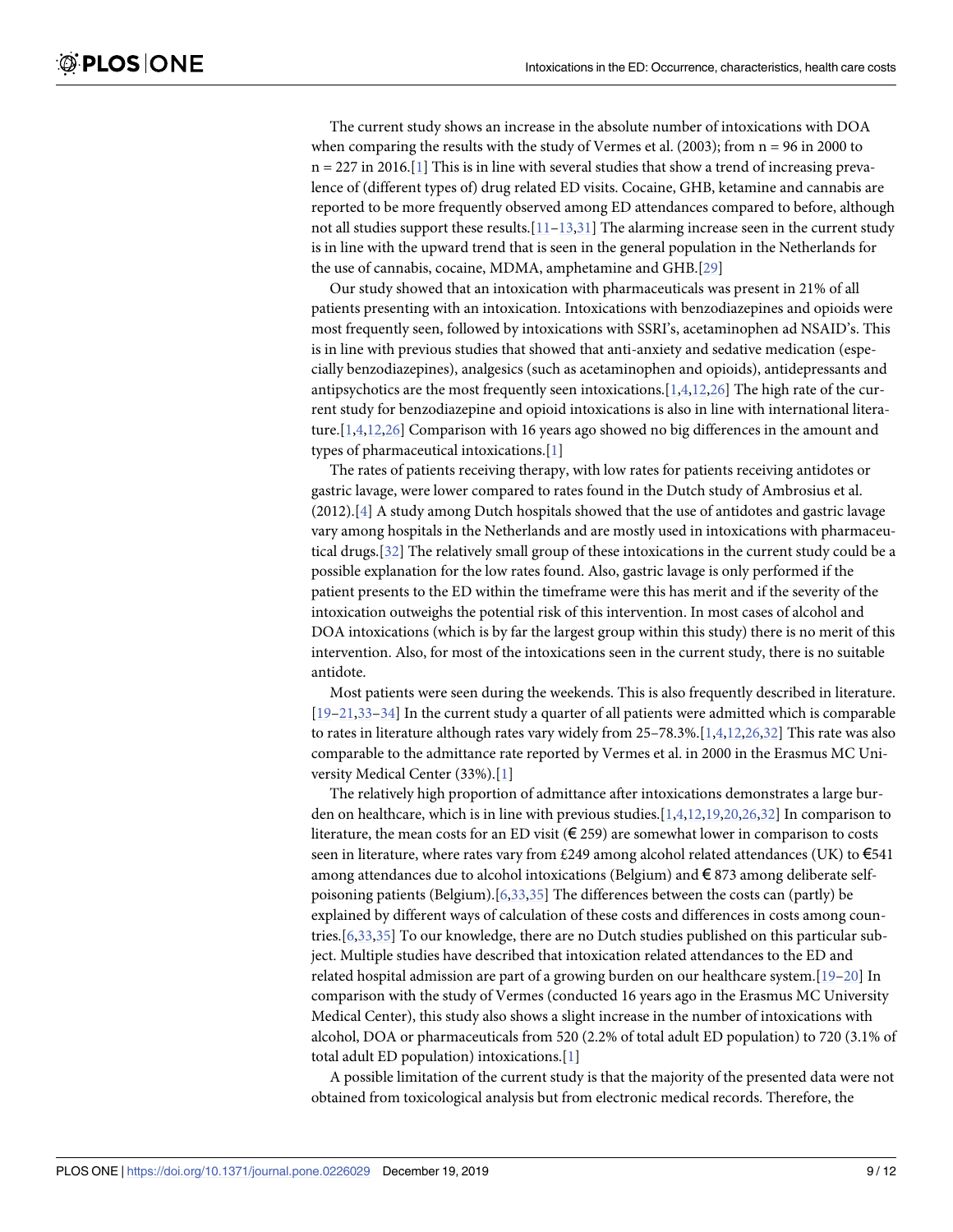The current study shows an increase in the absolute number of intoxications with DOA when comparing the results with the study of Vermes et al. (2003); from n = 96 in 2000 to n = 227 in 2016.[1] This is in line with several studies that show a trend of increasing prevalence of (different types of) drug related ED visits. Cocaine, GHB, ketamine and cannabis are reported to be more frequently observed among ED attendances compared to before, although not all studies support these results.[11–13,31] The alarming increase seen in the current study is in line with the upward trend that is seen in the general population in the Netherlands for the use of cannabis, cocaine, MDMA, amphetamine and GHB.[29]

Our study showed that an intoxication with pharmaceuticals was present in 21% of all patients presenting with an intoxication. Intoxications with benzodiazepines and opioids were most frequently seen, followed by intoxications with SSRI's, acetaminophen ad NSAID's. This is in line with previous studies that showed that anti-anxiety and sedative medication (especially benzodiazepines), analgesics (such as acetaminophen and opioids), antidepressants and antipsychotics are the most frequently seen intoxications.[1,4,12,26] The high rate of the current study for benzodiazepine and opioid intoxications is also in line with international literature.[1,4,12,26] Comparison with 16 years ago showed no big differences in the amount and types of pharmaceutical intoxications.[1]

The rates of patients receiving therapy, with low rates for patients receiving antidotes or gastric lavage, were lower compared to rates found in the Dutch study of Ambrosius et al. (2012).[4] A study among Dutch hospitals showed that the use of antidotes and gastric lavage vary among hospitals in the Netherlands and are mostly used in intoxications with pharmaceutical drugs.[32] The relatively small group of these intoxications in the current study could be a possible explanation for the low rates found. Also, gastric lavage is only performed if the patient presents to the ED within the timeframe were this has merit and if the severity of the intoxication outweighs the potential risk of this intervention. In most cases of alcohol and DOA intoxications (which is by far the largest group within this study) there is no merit of this intervention. Also, for most of the intoxications seen in the current study, there is no suitable antidote.

Most patients were seen during the weekends. This is also frequently described in literature.[19–21,33–34] In the current study a quarter of all patients were admitted which is comparable to rates in literature although rates vary widely from 25–78.3%.[1,4,12,26,32] This rate was also comparable to the admittance rate reported by Vermes et al. in 2000 in the Erasmus MC University Medical Center (33%).[1]

The relatively high proportion of admittance after intoxications demonstrates a large burden on healthcare, which is in line with previous studies.[1,4,12,19,20,26,32] In comparison to literature, the mean costs for an ED visit (€ 259) are somewhat lower in comparison to costs seen in literature, where rates vary from £249 among alcohol related attendances (UK) to €541 among attendances due to alcohol intoxications (Belgium) and € 873 among deliberate self-poisoning patients (Belgium).[6,33,35] The differences between the costs can (partly) be explained by different ways of calculation of these costs and differences in costs among countries.[6,33,35] To our knowledge, there are no Dutch studies published on this particular subject. Multiple studies have described that intoxication related attendances to the ED and related hospital admission are part of a growing burden on our healthcare system.[19–20] In comparison with the study of Vermes (conducted 16 years ago in the Erasmus MC University Medical Center), this study also shows a slight increase in the number of intoxications with alcohol, DOA or pharmaceuticals from 520 (2.2% of total adult ED population) to 720 (3.1% of total adult ED population) intoxications.[1]

A possible limitation of the current study is that the majority of the presented data were not obtained from toxicological analysis but from electronic medical records. Therefore, the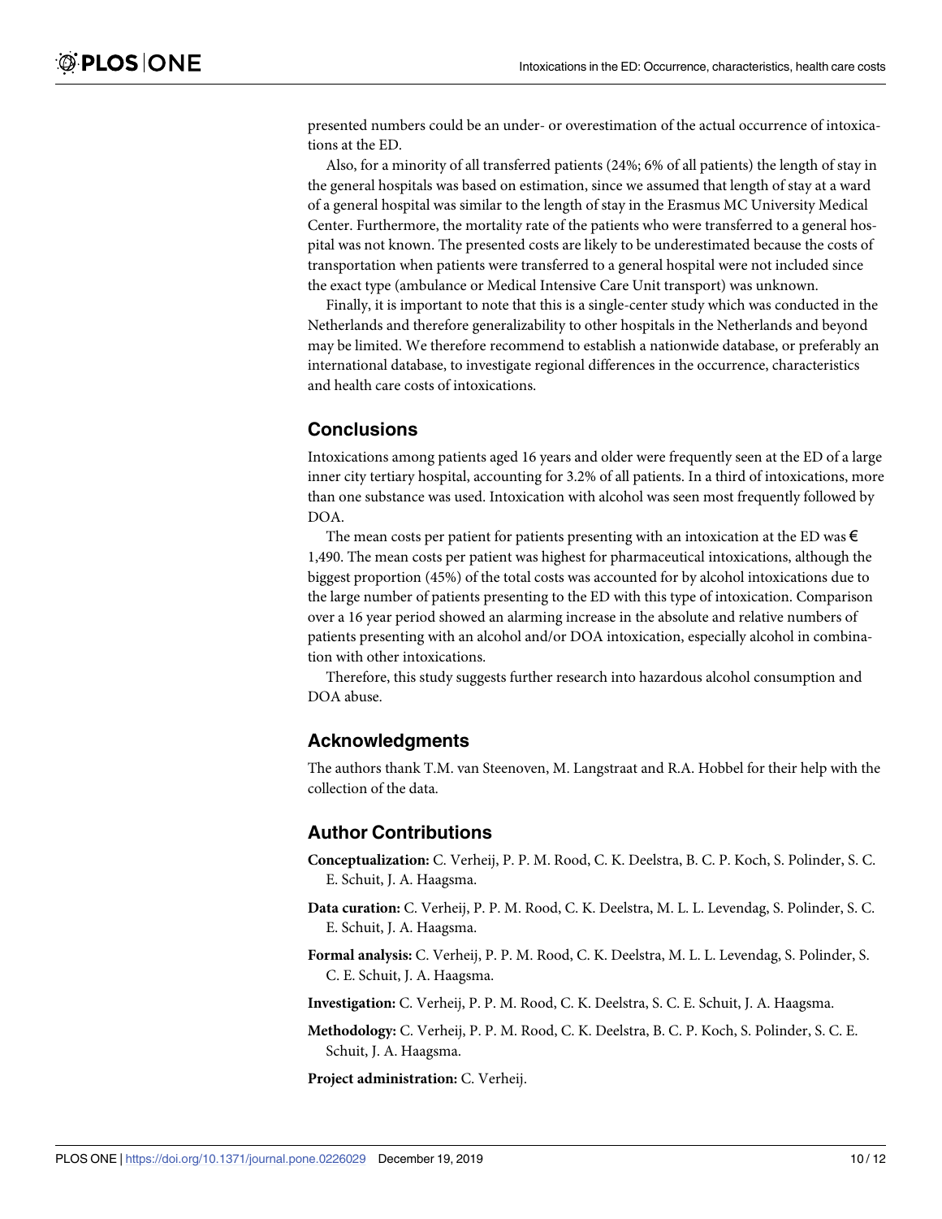presented numbers could be an under- or overestimation of the actual occurrence of intoxications at the ED.

Also, for a minority of all transferred patients (24%; 6% of all patients) the length of stay in the general hospitals was based on estimation, since we assumed that length of stay at a ward of a general hospital was similar to the length of stay in the Erasmus MC University Medical Center. Furthermore, the mortality rate of the patients who were transferred to a general hospital was not known. The presented costs are likely to be underestimated because the costs of transportation when patients were transferred to a general hospital were not included since the exact type (ambulance or Medical Intensive Care Unit transport) was unknown.

Finally, it is important to note that this is a single-center study which was conducted in the Netherlands and therefore generalizability to other hospitals in the Netherlands and beyond may be limited. We therefore recommend to establish a nationwide database, or preferably an international database, to investigate regional differences in the occurrence, characteristics and health care costs of intoxications.

## Conclusions

Intoxications among patients aged 16 years and older were frequently seen at the ED of a large inner city tertiary hospital, accounting for 3.2% of all patients. In a third of intoxications, more than one substance was used. Intoxication with alcohol was seen most frequently followed by DOA.

The mean costs per patient for patients presenting with an intoxication at the ED was € 1,490. The mean costs per patient was highest for pharmaceutical intoxications, although the biggest proportion (45%) of the total costs was accounted for by alcohol intoxications due to the large number of patients presenting to the ED with this type of intoxication. Comparison over a 16 year period showed an alarming increase in the absolute and relative numbers of patients presenting with an alcohol and/or DOA intoxication, especially alcohol in combination with other intoxications.

Therefore, this study suggests further research into hazardous alcohol consumption and DOA abuse.

## Acknowledgments

The authors thank T.M. van Steenoven, M. Langstraat and R.A. Hobbel for their help with the collection of the data.

## Author Contributions

**Conceptualization:** C. Verheij, P. P. M. Rood, C. K. Deelstra, B. C. P. Koch, S. Polinder, S. C. E. Schuit, J. A. Haagsma.

**Data curation:** C. Verheij, P. P. M. Rood, C. K. Deelstra, M. L. L. Levendag, S. Polinder, S. C. E. Schuit, J. A. Haagsma.

**Formal analysis:** C. Verheij, P. P. M. Rood, C. K. Deelstra, M. L. L. Levendag, S. Polinder, S. C. E. Schuit, J. A. Haagsma.

**Investigation:** C. Verheij, P. P. M. Rood, C. K. Deelstra, S. C. E. Schuit, J. A. Haagsma.

**Methodology:** C. Verheij, P. P. M. Rood, C. K. Deelstra, B. C. P. Koch, S. Polinder, S. C. E. Schuit, J. A. Haagsma.

**Project administration:** C. Verheij.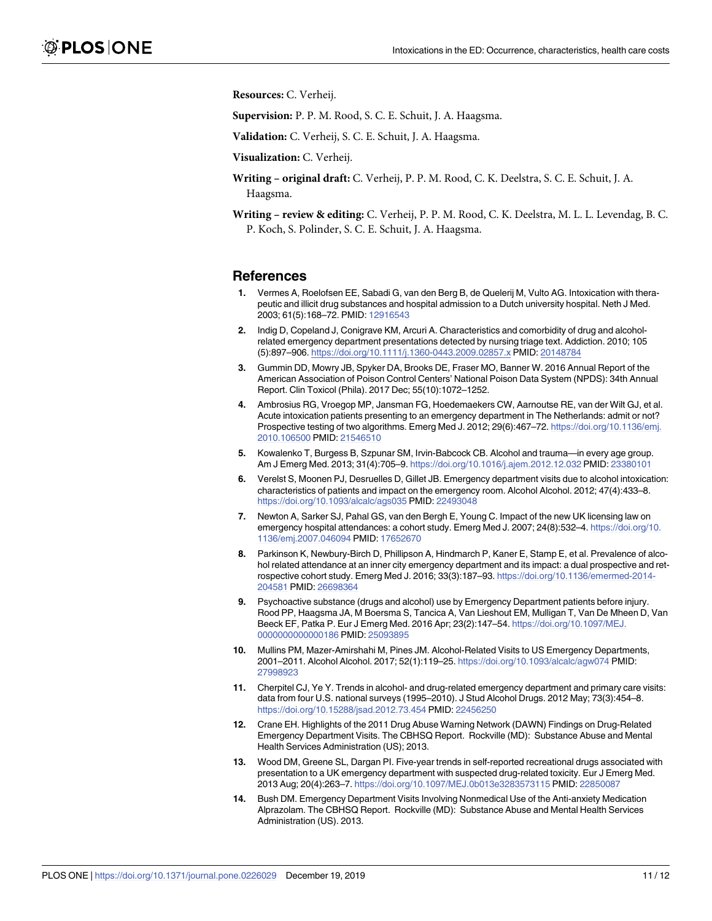**Resources:** C. Verheij.

**Supervision:** P. P. M. Rood, S. C. E. Schuit, J. A. Haagsma.

**Validation:** C. Verheij, S. C. E. Schuit, J. A. Haagsma.

**Visualization:** C. Verheij.

**Writing – original draft:** C. Verheij, P. P. M. Rood, C. K. Deelstra, S. C. E. Schuit, J. A. Haagsma.

**Writing – review & editing:** C. Verheij, P. P. M. Rood, C. K. Deelstra, M. L. L. Levendag, B. C. P. Koch, S. Polinder, S. C. E. Schuit, J. A. Haagsma.

## References

1. Vermes A, Roelofsen EE, Sabadi G, van den Berg B, de Quelerij M, Vulto AG. Intoxication with therapeutic and illicit drug substances and hospital admission to a Dutch university hospital. Neth J Med. 2003; 61(5):168–72. PMID: 12916543
2. Indig D, Copeland J, Conigrave KM, Arcuri A. Characteristics and comorbidity of drug and alcohol-related emergency department presentations detected by nursing triage text. Addiction. 2010; 105 (5):897–906. https://doi.org/10.1111/j.1360-0443.2009.02857.x PMID: 20148784
3. Gummin DD, Mowry JB, Spyker DA, Brooks DE, Fraser MO, Banner W. 2016 Annual Report of the American Association of Poison Control Centers' National Poison Data System (NPDS): 34th Annual Report. Clin Toxicol (Phila). 2017 Dec; 55(10):1072–1252.
4. Ambrosius RG, Vroegop MP, Jansman FG, Hoedemaekers CW, Aarnoutse RE, van der Wilt GJ, et al. Acute intoxication patients presenting to an emergency department in The Netherlands: admit or not? Prospective testing of two algorithms. Emerg Med J. 2012; 29(6):467–72. https://doi.org/10.1136/emj.2010.106500 PMID: 21546510
5. Kowalenko T, Burgess B, Szpunar SM, Irvin-Babcock CB. Alcohol and trauma—in every age group. Am J Emerg Med. 2013; 31(4):705–9. https://doi.org/10.1016/j.ajem.2012.12.032 PMID: 23380101
6. Verelst S, Moonen PJ, Desruelles D, Gillet JB. Emergency department visits due to alcohol intoxication: characteristics of patients and impact on the emergency room. Alcohol Alcohol. 2012; 47(4):433–8. https://doi.org/10.1093/alcalc/ags035 PMID: 22493048
7. Newton A, Sarker SJ, Pahal GS, van den Bergh E, Young C. Impact of the new UK licensing law on emergency hospital attendances: a cohort study. Emerg Med J. 2007; 24(8):532–4. https://doi.org/10.1136/emj.2007.046094 PMID: 17652670
8. Parkinson K, Newbury-Birch D, Phillipson A, Hindmarch P, Kaner E, Stamp E, et al. Prevalence of alcohol related attendance at an inner city emergency department and its impact: a dual prospective and retrospective cohort study. Emerg Med J. 2016; 33(3):187–93. https://doi.org/10.1136/emermed-2014-204581 PMID: 26698364
9. Psychoactive substance (drugs and alcohol) use by Emergency Department patients before injury. Rood PP, Haagsma JA, M Boersma S, Tancica A, Van Lieshout EM, Mulligan T, Van De Mheen D, Van Beeck EF, Patka P. Eur J Emerg Med. 2016 Apr; 23(2):147–54. https://doi.org/10.1097/MEJ.0000000000000186 PMID: 25093895
10. Mullins PM, Mazer-Amirshahi M, Pines JM. Alcohol-Related Visits to US Emergency Departments, 2001–2011. Alcohol Alcohol. 2017; 52(1):119–25. https://doi.org/10.1093/alcalc/agw074 PMID: 27998923
11. Cherpitel CJ, Ye Y. Trends in alcohol- and drug-related emergency department and primary care visits: data from four U.S. national surveys (1995–2010). J Stud Alcohol Drugs. 2012 May; 73(3):454–8. https://doi.org/10.15288/jsad.2012.73.454 PMID: 22456250
12. Crane EH. Highlights of the 2011 Drug Abuse Warning Network (DAWN) Findings on Drug-Related Emergency Department Visits. The CBHSQ Report. Rockville (MD): Substance Abuse and Mental Health Services Administration (US); 2013.
13. Wood DM, Greene SL, Dargan PI. Five-year trends in self-reported recreational drugs associated with presentation to a UK emergency department with suspected drug-related toxicity. Eur J Emerg Med. 2013 Aug; 20(4):263–7. https://doi.org/10.1097/MEJ.0b013e3283573115 PMID: 22850087
14. Bush DM. Emergency Department Visits Involving Nonmedical Use of the Anti-anxiety Medication Alprazolam. The CBHSQ Report. Rockville (MD): Substance Abuse and Mental Health Services Administration (US). 2013.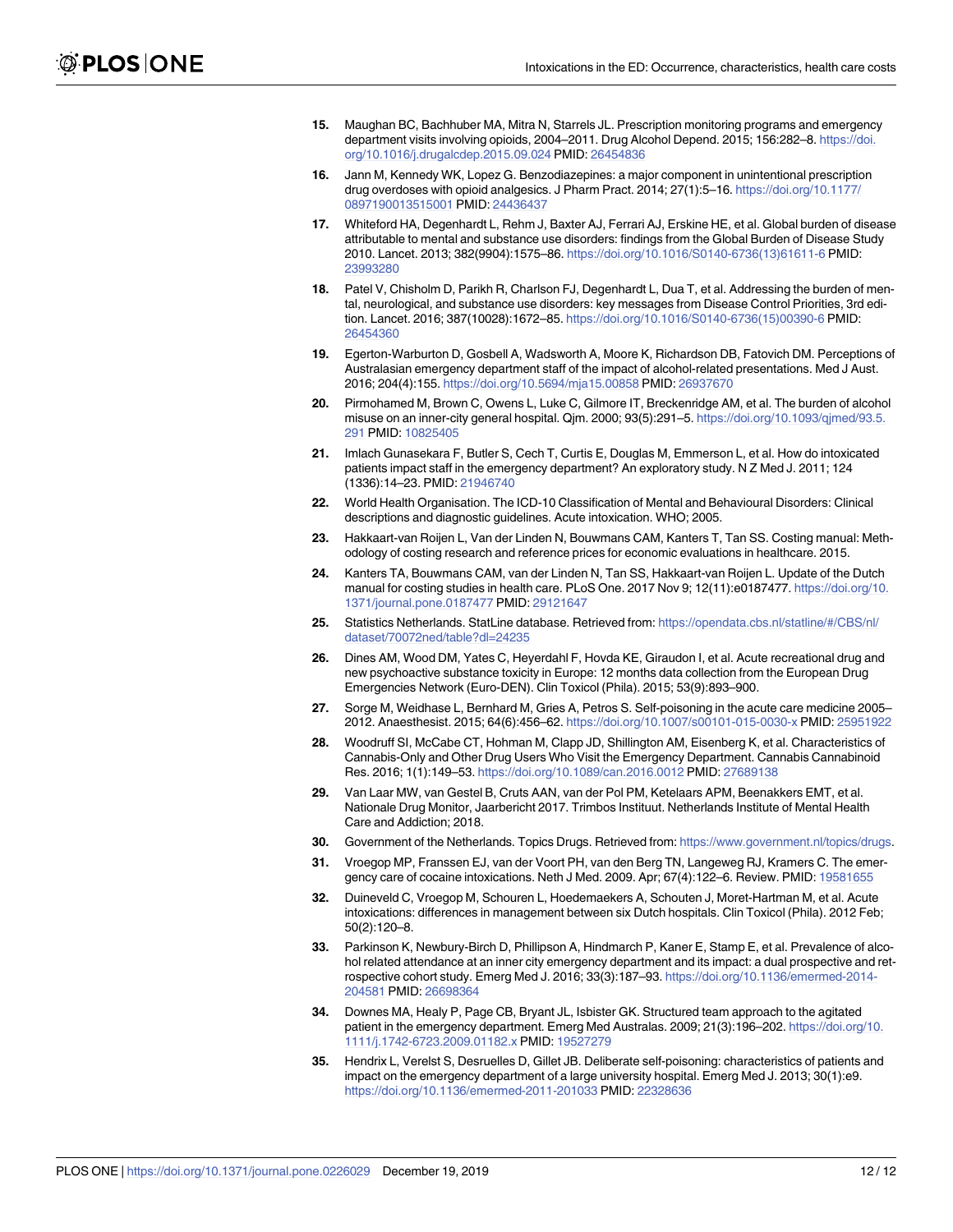15. Maughan BC, Bachhuber MA, Mitra N, Starrels JL. Prescription monitoring programs and emergency department visits involving opioids, 2004–2011. Drug Alcohol Depend. 2015; 156:282–8. https://doi.org/10.1016/j.drugalcdep.2015.09.024 PMID: 26454836

16. Jann M, Kennedy WK, Lopez G. Benzodiazepines: a major component in unintentional prescription drug overdoses with opioid analgesics. J Pharm Pract. 2014; 27(1):5–16. https://doi.org/10.1177/0897190013515001 PMID: 24436437

17. Whiteford HA, Degenhardt L, Rehm J, Baxter AJ, Ferrari AJ, Erskine HE, et al. Global burden of disease attributable to mental and substance use disorders: findings from the Global Burden of Disease Study 2010. Lancet. 2013; 382(9904):1575–86. https://doi.org/10.1016/S0140-6736(13)61611-6 PMID: 23993280

18. Patel V, Chisholm D, Parikh R, Charlson FJ, Degenhardt L, Dua T, et al. Addressing the burden of mental, neurological, and substance use disorders: key messages from Disease Control Priorities, 3rd edition. Lancet. 2016; 387(10028):1672–85. https://doi.org/10.1016/S0140-6736(15)00390-6 PMID: 26454360

19. Egerton-Warburton D, Gosbell A, Wadsworth A, Moore K, Richardson DB, Fatovich DM. Perceptions of Australasian emergency department staff of the impact of alcohol-related presentations. Med J Aust. 2016; 204(4):155. https://doi.org/10.5694/mja15.00858 PMID: 26937670

20. Pirmohamed M, Brown C, Owens L, Luke C, Gilmore IT, Breckenridge AM, et al. The burden of alcohol misuse on an inner-city general hospital. Qjm. 2000; 93(5):291–5. https://doi.org/10.1093/qjmed/93.5.291 PMID: 10825405

21. Imlach Gunasekara F, Butler S, Cech T, Curtis E, Douglas M, Emmerson L, et al. How do intoxicated patients impact staff in the emergency department? An exploratory study. N Z Med J. 2011; 124 (1336):14–23. PMID: 21946740

22. World Health Organisation. The ICD-10 Classification of Mental and Behavioural Disorders: Clinical descriptions and diagnostic guidelines. Acute intoxication. WHO; 2005.

23. Hakkaart-van Roijen L, Van der Linden N, Bouwmans CAM, Kanters T, Tan SS. Costing manual: Methodology of costing research and reference prices for economic evaluations in healthcare. 2015.

24. Kanters TA, Bouwmans CAM, van der Linden N, Tan SS, Hakkaart-van Roijen L. Update of the Dutch manual for costing studies in health care. PLoS One. 2017 Nov 9; 12(11):e0187477. https://doi.org/10.1371/journal.pone.0187477 PMID: 29121647

25. Statistics Netherlands. StatLine database. Retrieved from: https://opendata.cbs.nl/statline/#/CBS/nl/dataset/70072ned/table?dl=24235

26. Dines AM, Wood DM, Yates C, Heyerdahl F, Hovda KE, Giraudon I, et al. Acute recreational drug and new psychoactive substance toxicity in Europe: 12 months data collection from the European Drug Emergencies Network (Euro-DEN). Clin Toxicol (Phila). 2015; 53(9):893–900.

27. Sorge M, Weidhase L, Bernhard M, Gries A, Petros S. Self-poisoning in the acute care medicine 2005–2012. Anaesthesist. 2015; 64(6):456–62. https://doi.org/10.1007/s00101-015-0030-x PMID: 25951922

28. Woodruff SI, McCabe CT, Hohman M, Clapp JD, Shillington AM, Eisenberg K, et al. Characteristics of Cannabis-Only and Other Drug Users Who Visit the Emergency Department. Cannabis Cannabinoid Res. 2016; 1(1):149–53. https://doi.org/10.1089/can.2016.0012 PMID: 27689138

29. Van Laar MW, van Gestel B, Cruts AAN, van der Pol PM, Ketelaars APM, Beenakkers EMT, et al. Nationale Drug Monitor, Jaarbericht 2017. Trimbos Instituut. Netherlands Institute of Mental Health Care and Addiction; 2018.

30. Government of the Netherlands. Topics Drugs. Retrieved from: https://www.government.nl/topics/drugs.

31. Vroegop MP, Franssen EJ, van der Voort PH, van den Berg TN, Langeweg RJ, Kramers C. The emergency care of cocaine intoxications. Neth J Med. 2009. Apr; 67(4):122–6. Review. PMID: 19581655

32. Duineveld C, Vroegop M, Schouren L, Hoedemaekers A, Schouten J, Moret-Hartman M, et al. Acute intoxications: differences in management between six Dutch hospitals. Clin Toxicol (Phila). 2012 Feb; 50(2):120–8.

33. Parkinson K, Newbury-Birch D, Phillipson A, Hindmarch P, Kaner E, Stamp E, et al. Prevalence of alcohol related attendance at an inner city emergency department and its impact: a dual prospective and retrospective cohort study. Emerg Med J. 2016; 33(3):187–93. https://doi.org/10.1136/emermed-2014-204581 PMID: 26698364

34. Downes MA, Healy P, Page CB, Bryant JL, Isbister GK. Structured team approach to the agitated patient in the emergency department. Emerg Med Australas. 2009; 21(3):196–202. https://doi.org/10.1111/j.1742-6723.2009.01182.x PMID: 19527279

35. Hendrix L, Verelst S, Desruelles D, Gillet JB. Deliberate self-poisoning: characteristics of patients and impact on the emergency department of a large university hospital. Emerg Med J. 2013; 30(1):e9. https://doi.org/10.1136/emermed-2011-201033 PMID: 22328636